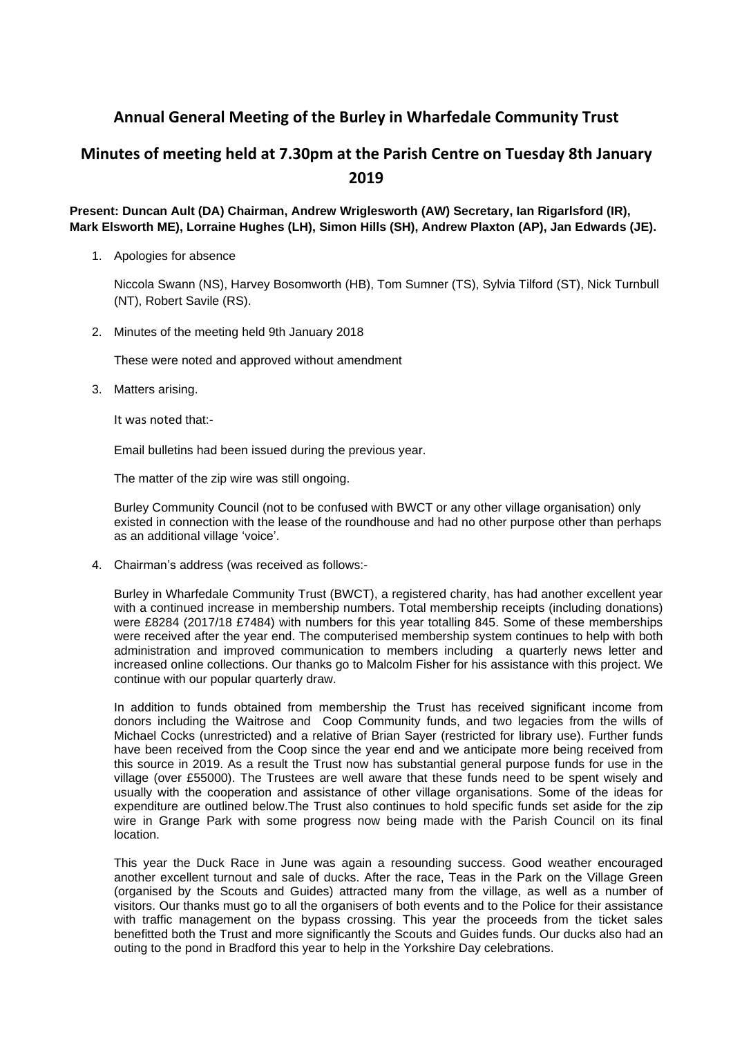# Annual General Meeting of the Burley in Wharfedale Community Trust

## Minutes of meeting held at 7.30pm at the Parish Centre on Tuesday 8th January 2019

**Present: Duncan Ault (DA) Chairman, Andrew Wriglesworth (AW) Secretary, Ian Rigarlsford (IR), Mark Elsworth ME), Lorraine Hughes (LH), Simon Hills (SH), Andrew Plaxton (AP), Jan Edwards (JE).**

1. Apologies for absence

   Niccola Swann (NS), Harvey Bosomworth (HB), Tom Sumner (TS), Sylvia Tilford (ST), Nick Turnbull (NT), Robert Savile (RS).

2. Minutes of the meeting held 9th January 2018

   These were noted and approved without amendment

3. Matters arising.

   It was noted that:-

   Email bulletins had been issued during the previous year.

   The matter of the zip wire was still ongoing.

   Burley Community Council (not to be confused with BWCT or any other village organisation) only existed in connection with the lease of the roundhouse and had no other purpose other than perhaps as an additional village 'voice'.

4. Chairman's address (was received as follows:-

   Burley in Wharfedale Community Trust (BWCT), a registered charity, has had another excellent year with a continued increase in membership numbers. Total membership receipts (including donations) were £8284 (2017/18 £7484) with numbers for this year totalling 845. Some of these memberships were received after the year end. The computerised membership system continues to help with both administration and improved communication to members including a quarterly news letter and increased online collections. Our thanks go to Malcolm Fisher for his assistance with this project. We continue with our popular quarterly draw.

   In addition to funds obtained from membership the Trust has received significant income from donors including the Waitrose and Coop Community funds, and two legacies from the wills of Michael Cocks (unrestricted) and a relative of Brian Sayer (restricted for library use). Further funds have been received from the Coop since the year end and we anticipate more being received from this source in 2019. As a result the Trust now has substantial general purpose funds for use in the village (over £55000). The Trustees are well aware that these funds need to be spent wisely and usually with the cooperation and assistance of other village organisations. Some of the ideas for expenditure are outlined below.The Trust also continues to hold specific funds set aside for the zip wire in Grange Park with some progress now being made with the Parish Council on its final location.

   This year the Duck Race in June was again a resounding success. Good weather encouraged another excellent turnout and sale of ducks. After the race, Teas in the Park on the Village Green (organised by the Scouts and Guides) attracted many from the village, as well as a number of visitors. Our thanks must go to all the organisers of both events and to the Police for their assistance with traffic management on the bypass crossing. This year the proceeds from the ticket sales benefitted both the Trust and more significantly the Scouts and Guides funds. Our ducks also had an outing to the pond in Bradford this year to help in the Yorkshire Day celebrations.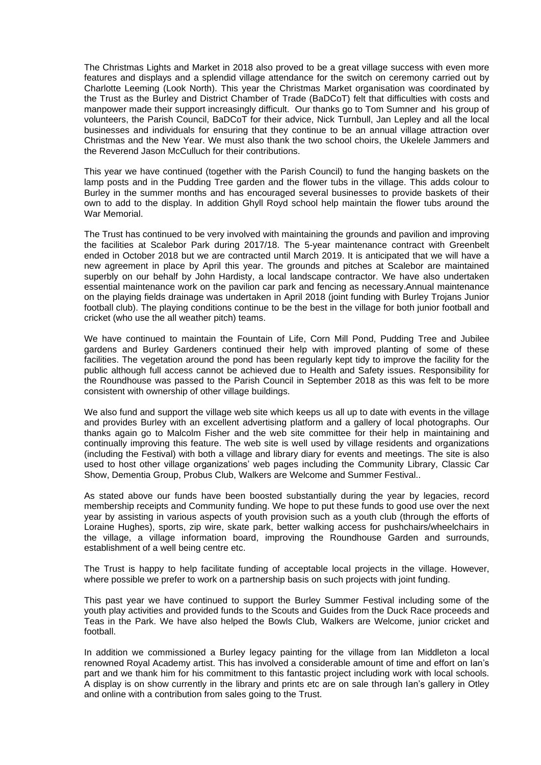The Christmas Lights and Market in 2018 also proved to be a great village success with even more features and displays and a splendid village attendance for the switch on ceremony carried out by Charlotte Leeming (Look North). This year the Christmas Market organisation was coordinated by the Trust as the Burley and District Chamber of Trade (BaDCoT) felt that difficulties with costs and manpower made their support increasingly difficult. Our thanks go to Tom Sumner and his group of volunteers, the Parish Council, BaDCoT for their advice, Nick Turnbull, Jan Lepley and all the local businesses and individuals for ensuring that they continue to be an annual village attraction over Christmas and the New Year. We must also thank the two school choirs, the Ukelele Jammers and the Reverend Jason McCulluch for their contributions.

This year we have continued (together with the Parish Council) to fund the hanging baskets on the lamp posts and in the Pudding Tree garden and the flower tubs in the village. This adds colour to Burley in the summer months and has encouraged several businesses to provide baskets of their own to add to the display. In addition Ghyll Royd school help maintain the flower tubs around the War Memorial.

The Trust has continued to be very involved with maintaining the grounds and pavilion and improving the facilities at Scalebor Park during 2017/18. The 5-year maintenance contract with Greenbelt ended in October 2018 but we are contracted until March 2019. It is anticipated that we will have a new agreement in place by April this year. The grounds and pitches at Scalebor are maintained superbly on our behalf by John Hardisty, a local landscape contractor. We have also undertaken essential maintenance work on the pavilion car park and fencing as necessary.Annual maintenance on the playing fields drainage was undertaken in April 2018 (joint funding with Burley Trojans Junior football club). The playing conditions continue to be the best in the village for both junior football and cricket (who use the all weather pitch) teams.

We have continued to maintain the Fountain of Life, Corn Mill Pond, Pudding Tree and Jubilee gardens and Burley Gardeners continued their help with improved planting of some of these facilities. The vegetation around the pond has been regularly kept tidy to improve the facility for the public although full access cannot be achieved due to Health and Safety issues. Responsibility for the Roundhouse was passed to the Parish Council in September 2018 as this was felt to be more consistent with ownership of other village buildings.

We also fund and support the village web site which keeps us all up to date with events in the village and provides Burley with an excellent advertising platform and a gallery of local photographs. Our thanks again go to Malcolm Fisher and the web site committee for their help in maintaining and continually improving this feature. The web site is well used by village residents and organizations (including the Festival) with both a village and library diary for events and meetings. The site is also used to host other village organizations' web pages including the Community Library, Classic Car Show, Dementia Group, Probus Club, Walkers are Welcome and Summer Festival..

As stated above our funds have been boosted substantially during the year by legacies, record membership receipts and Community funding. We hope to put these funds to good use over the next year by assisting in various aspects of youth provision such as a youth club (through the efforts of Loraine Hughes), sports, zip wire, skate park, better walking access for pushchairs/wheelchairs in the village, a village information board, improving the Roundhouse Garden and surrounds, establishment of a well being centre etc.

The Trust is happy to help facilitate funding of acceptable local projects in the village. However, where possible we prefer to work on a partnership basis on such projects with joint funding.

This past year we have continued to support the Burley Summer Festival including some of the youth play activities and provided funds to the Scouts and Guides from the Duck Race proceeds and Teas in the Park. We have also helped the Bowls Club, Walkers are Welcome, junior cricket and football.

In addition we commissioned a Burley legacy painting for the village from Ian Middleton a local renowned Royal Academy artist. This has involved a considerable amount of time and effort on Ian's part and we thank him for his commitment to this fantastic project including work with local schools. A display is on show currently in the library and prints etc are on sale through Ian's gallery in Otley and online with a contribution from sales going to the Trust.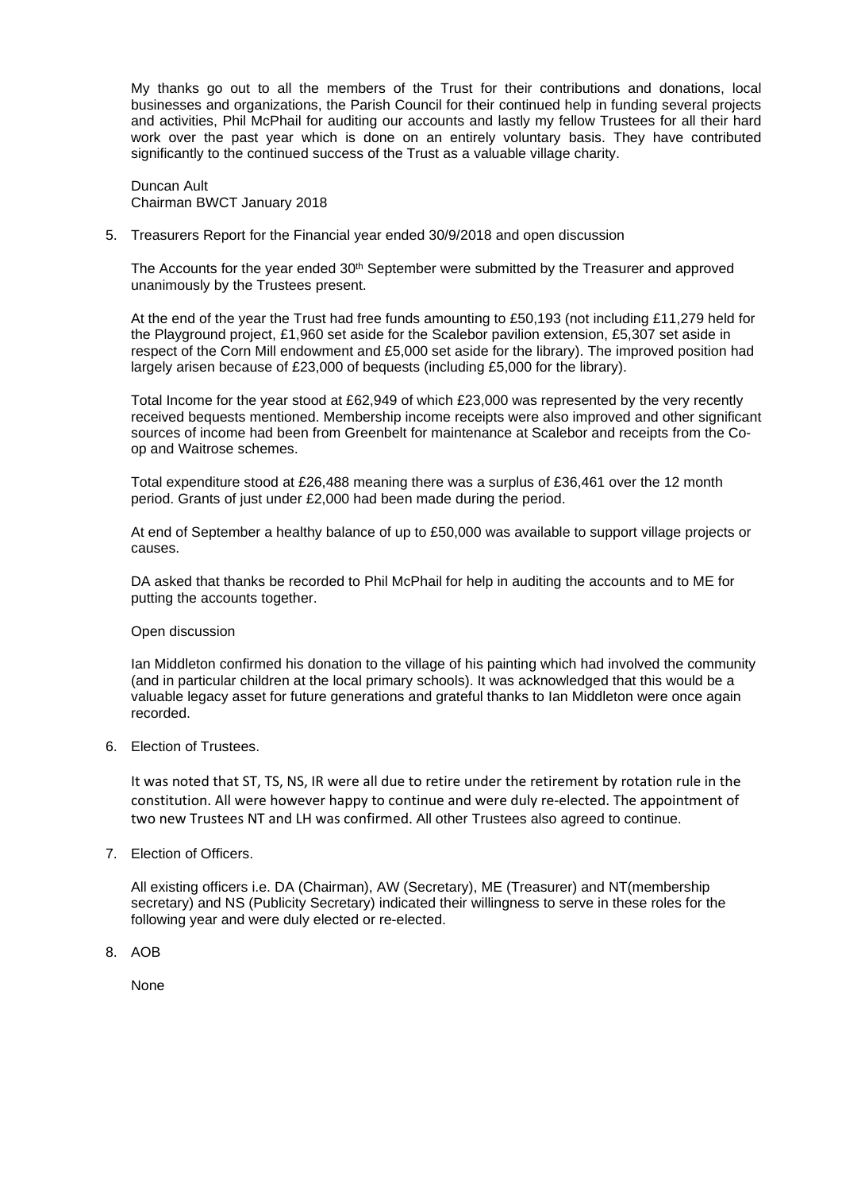My thanks go out to all the members of the Trust for their contributions and donations, local businesses and organizations, the Parish Council for their continued help in funding several projects and activities, Phil McPhail for auditing our accounts and lastly my fellow Trustees for all their hard work over the past year which is done on an entirely voluntary basis. They have contributed significantly to the continued success of the Trust as a valuable village charity.

Duncan Ault
Chairman BWCT January 2018

5. Treasurers Report for the Financial year ended 30/9/2018 and open discussion

   The Accounts for the year ended 30th September were submitted by the Treasurer and approved unanimously by the Trustees present.

   At the end of the year the Trust had free funds amounting to £50,193 (not including £11,279 held for the Playground project, £1,960 set aside for the Scalebor pavilion extension, £5,307 set aside in respect of the Corn Mill endowment and £5,000 set aside for the library). The improved position had largely arisen because of £23,000 of bequests (including £5,000 for the library).

   Total Income for the year stood at £62,949 of which £23,000 was represented by the very recently received bequests mentioned. Membership income receipts were also improved and other significant sources of income had been from Greenbelt for maintenance at Scalebor and receipts from the Co-op and Waitrose schemes.

   Total expenditure stood at £26,488 meaning there was a surplus of £36,461 over the 12 month period. Grants of just under £2,000 had been made during the period.

   At end of September a healthy balance of up to £50,000 was available to support village projects or causes.

   DA asked that thanks be recorded to Phil McPhail for help in auditing the accounts and to ME for putting the accounts together.

   Open discussion

   Ian Middleton confirmed his donation to the village of his painting which had involved the community (and in particular children at the local primary schools). It was acknowledged that this would be a valuable legacy asset for future generations and grateful thanks to Ian Middleton were once again recorded.

6. Election of Trustees.

   It was noted that ST, TS, NS, IR were all due to retire under the retirement by rotation rule in the constitution. All were however happy to continue and were duly re-elected. The appointment of two new Trustees NT and LH was confirmed. All other Trustees also agreed to continue.

7. Election of Officers.

   All existing officers i.e. DA (Chairman), AW (Secretary), ME (Treasurer) and NT(membership secretary) and NS (Publicity Secretary) indicated their willingness to serve in these roles for the following year and were duly elected or re-elected.

8. AOB

   None